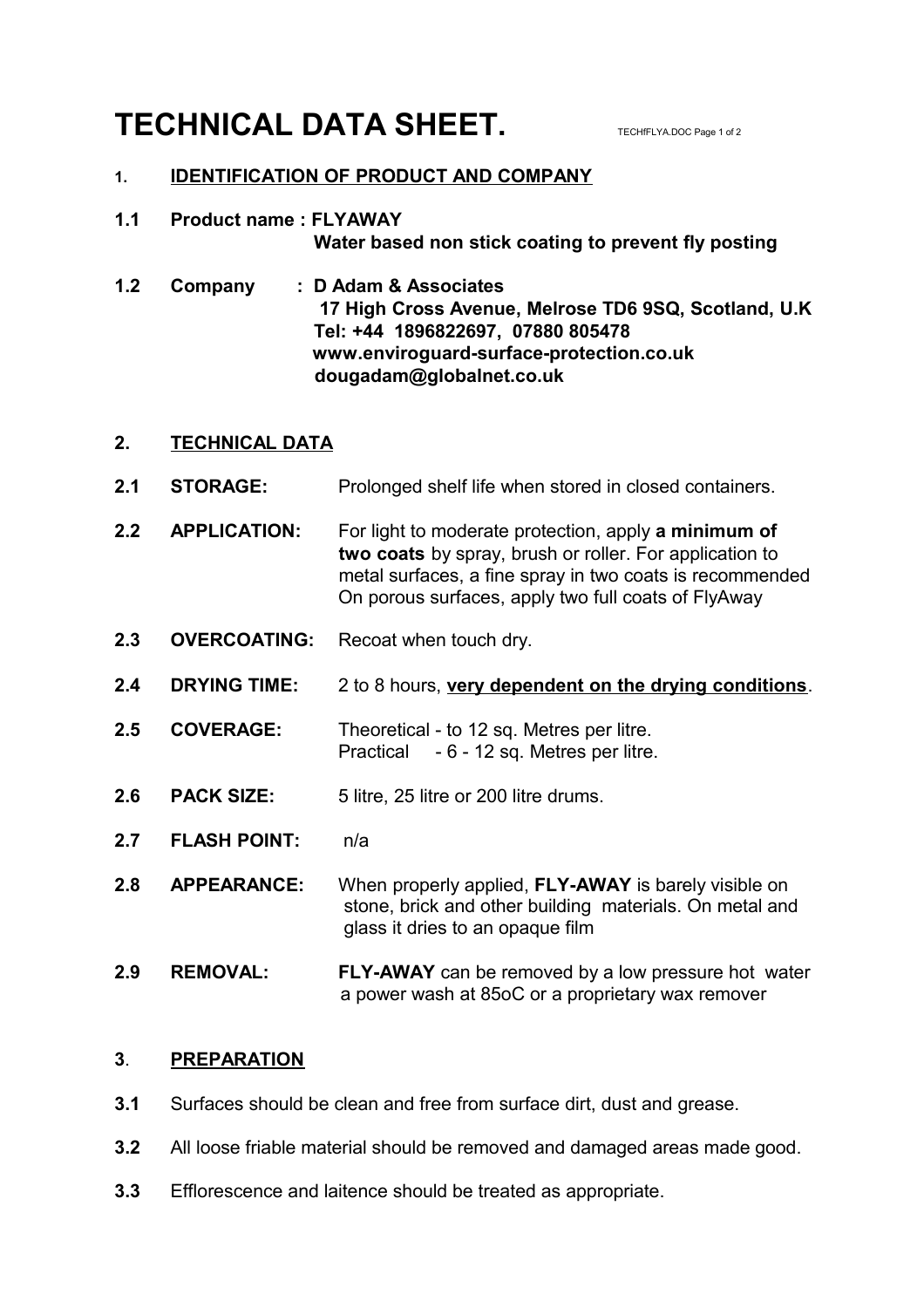# TECHNICAL DATA SHEET.

## 1. IDENTIFICATION OF PRODUCT AND COMPANY

**1.1 Product name : FLYAWAY**
**Water based non stick coating to prevent fly posting**

**1.2 Company : D Adam & Associates**
**17 High Cross Avenue, Melrose TD6 9SQ, Scotland, U.K**
**Tel: +44 1896822697, 07880 805478**
**www.enviroguard-surface-protection.co.uk**
**dougadam@globalnet.co.uk**

## 2. TECHNICAL DATA

**2.1 STORAGE:** Prolonged shelf life when stored in closed containers.

**2.2 APPLICATION:** For light to moderate protection, apply **a minimum of two coats** by spray, brush or roller. For application to metal surfaces, a fine spray in two coats is recommended On porous surfaces, apply two full coats of FlyAway

**2.3 OVERCOATING:** Recoat when touch dry.

**2.4 DRYING TIME:** 2 to 8 hours, **very dependent on the drying conditions**.

**2.5 COVERAGE:** Theoretical - to 12 sq. Metres per litre.
Practical - 6 - 12 sq. Metres per litre.

**2.6 PACK SIZE:** 5 litre, 25 litre or 200 litre drums.

**2.7 FLASH POINT:** n/a

**2.8 APPEARANCE:** When properly applied, **FLY-AWAY** is barely visible on stone, brick and other building materials. On metal and glass it dries to an opaque film

**2.9 REMOVAL:** **FLY-AWAY** can be removed by a low pressure hot water a power wash at 85oC or a proprietary wax remover

## 3. PREPARATION

**3.1** Surfaces should be clean and free from surface dirt, dust and grease.

**3.2** All loose friable material should be removed and damaged areas made good.

**3.3** Efflorescence and laitence should be treated as appropriate.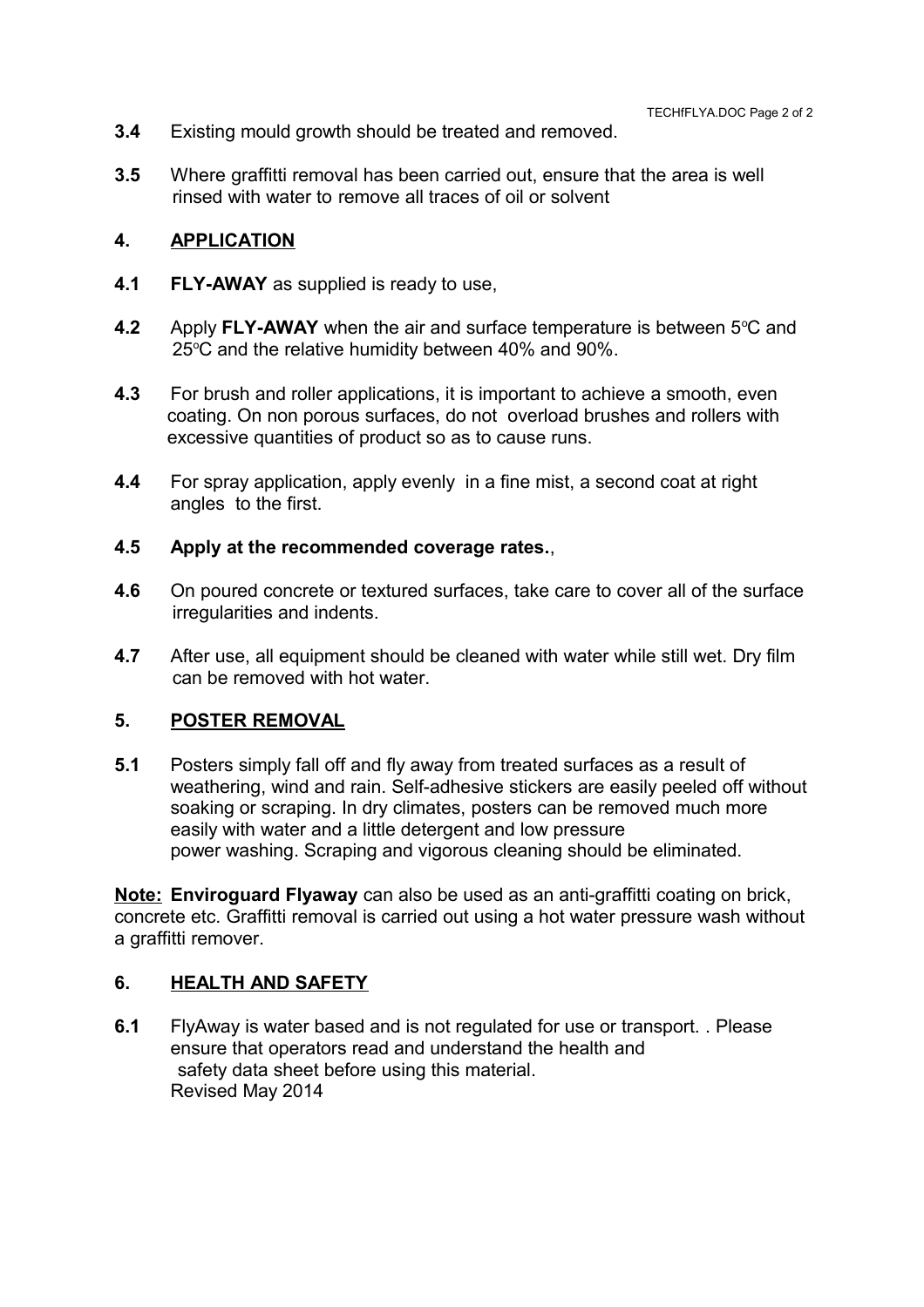**3.4** Existing mould growth should be treated and removed.

**3.5** Where graffitti removal has been carried out, ensure that the area is well rinsed with water to remove all traces of oil or solvent

## 4. APPLICATION

**4.1** **FLY-AWAY** as supplied is ready to use,

**4.2** Apply **FLY-AWAY** when the air and surface temperature is between 5°C and 25°C and the relative humidity between 40% and 90%.

**4.3** For brush and roller applications, it is important to achieve a smooth, even coating. On non porous surfaces, do not overload brushes and rollers with excessive quantities of product so as to cause runs.

**4.4** For spray application, apply evenly in a fine mist, a second coat at right angles to the first.

**4.5** **Apply at the recommended coverage rates.**,

**4.6** On poured concrete or textured surfaces, take care to cover all of the surface irregularities and indents.

**4.7** After use, all equipment should be cleaned with water while still wet. Dry film can be removed with hot water.

## 5. POSTER REMOVAL

**5.1** Posters simply fall off and fly away from treated surfaces as a result of weathering, wind and rain. Self-adhesive stickers are easily peeled off without soaking or scraping. In dry climates, posters can be removed much more easily with water and a little detergent and low pressure power washing. Scraping and vigorous cleaning should be eliminated.

**Note:** **Enviroguard Flyaway** can also be used as an anti-graffitti coating on brick, concrete etc. Graffitti removal is carried out using a hot water pressure wash without a graffitti remover.

## 6. HEALTH AND SAFETY

**6.1** FlyAway is water based and is not regulated for use or transport. . Please ensure that operators read and understand the health and safety data sheet before using this material.
Revised May 2014